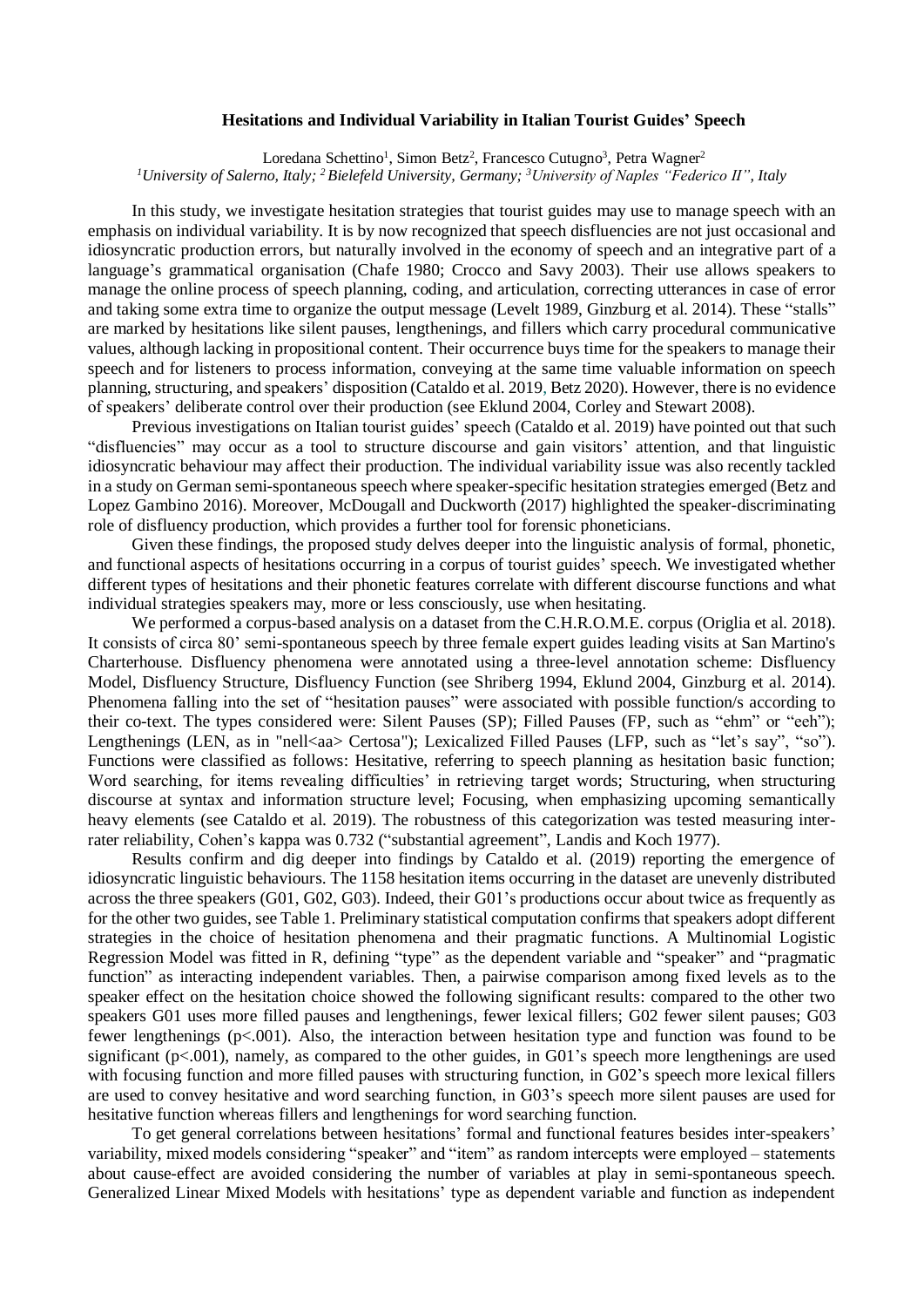# Hesitations and Individual Variability in Italian Tourist Guides' Speech

Loredana Schettino[1], Simon Betz[2], Francesco Cutugno[3], Petra Wagner[2]

*[1]University of Salerno, Italy; [2] Bielefeld University, Germany; [3]University of Naples "Federico II", Italy*

In this study, we investigate hesitation strategies that tourist guides may use to manage speech with an emphasis on individual variability. It is by now recognized that speech disfluencies are not just occasional and idiosyncratic production errors, but naturally involved in the economy of speech and an integrative part of a language's grammatical organisation (Chafe 1980; Crocco and Savy 2003). Their use allows speakers to manage the online process of speech planning, coding, and articulation, correcting utterances in case of error and taking some extra time to organize the output message (Levelt 1989, Ginzburg et al. 2014). These "stalls" are marked by hesitations like silent pauses, lengthenings, and fillers which carry procedural communicative values, although lacking in propositional content. Their occurrence buys time for the speakers to manage their speech and for listeners to process information, conveying at the same time valuable information on speech planning, structuring, and speakers' disposition (Cataldo et al. 2019, Betz 2020). However, there is no evidence of speakers' deliberate control over their production (see Eklund 2004, Corley and Stewart 2008).

Previous investigations on Italian tourist guides' speech (Cataldo et al. 2019) have pointed out that such "disfluencies" may occur as a tool to structure discourse and gain visitors' attention, and that linguistic idiosyncratic behaviour may affect their production. The individual variability issue was also recently tackled in a study on German semi-spontaneous speech where speaker-specific hesitation strategies emerged (Betz and Lopez Gambino 2016). Moreover, McDougall and Duckworth (2017) highlighted the speaker-discriminating role of disfluency production, which provides a further tool for forensic phoneticians.

Given these findings, the proposed study delves deeper into the linguistic analysis of formal, phonetic, and functional aspects of hesitations occurring in a corpus of tourist guides' speech. We investigated whether different types of hesitations and their phonetic features correlate with different discourse functions and what individual strategies speakers may, more or less consciously, use when hesitating.

We performed a corpus-based analysis on a dataset from the C.H.R.O.M.E. corpus (Origlia et al. 2018). It consists of circa 80' semi-spontaneous speech by three female expert guides leading visits at San Martino's Charterhouse. Disfluency phenomena were annotated using a three-level annotation scheme: Disfluency Model, Disfluency Structure, Disfluency Function (see Shriberg 1994, Eklund 2004, Ginzburg et al. 2014). Phenomena falling into the set of "hesitation pauses" were associated with possible function/s according to their co-text. The types considered were: Silent Pauses (SP); Filled Pauses (FP, such as "ehm" or "eeh"); Lengthenings (LEN, as in "nell<aa> Certosa"); Lexicalized Filled Pauses (LFP, such as "let's say", "so"). Functions were classified as follows: Hesitative, referring to speech planning as hesitation basic function; Word searching, for items revealing difficulties' in retrieving target words; Structuring, when structuring discourse at syntax and information structure level; Focusing, when emphasizing upcoming semantically heavy elements (see Cataldo et al. 2019). The robustness of this categorization was tested measuring inter-rater reliability, Cohen's kappa was 0.732 ("substantial agreement", Landis and Koch 1977).

Results confirm and dig deeper into findings by Cataldo et al. (2019) reporting the emergence of idiosyncratic linguistic behaviours. The 1158 hesitation items occurring in the dataset are unevenly distributed across the three speakers (G01, G02, G03). Indeed, their G01's productions occur about twice as frequently as for the other two guides, see Table 1. Preliminary statistical computation confirms that speakers adopt different strategies in the choice of hesitation phenomena and their pragmatic functions. A Multinomial Logistic Regression Model was fitted in R, defining "type" as the dependent variable and "speaker" and "pragmatic function" as interacting independent variables. Then, a pairwise comparison among fixed levels as to the speaker effect on the hesitation choice showed the following significant results: compared to the other two speakers G01 uses more filled pauses and lengthenings, fewer lexical fillers; G02 fewer silent pauses; G03 fewer lengthenings ($p<.001$). Also, the interaction between hesitation type and function was found to be significant ($p<.001$), namely, as compared to the other guides, in G01's speech more lengthenings are used with focusing function and more filled pauses with structuring function, in G02's speech more lexical fillers are used to convey hesitative and word searching function, in G03's speech more silent pauses are used for hesitative function whereas fillers and lengthenings for word searching function.

To get general correlations between hesitations' formal and functional features besides inter-speakers' variability, mixed models considering "speaker" and "item" as random intercepts were employed – statements about cause-effect are avoided considering the number of variables at play in semi-spontaneous speech. Generalized Linear Mixed Models with hesitations' type as dependent variable and function as independent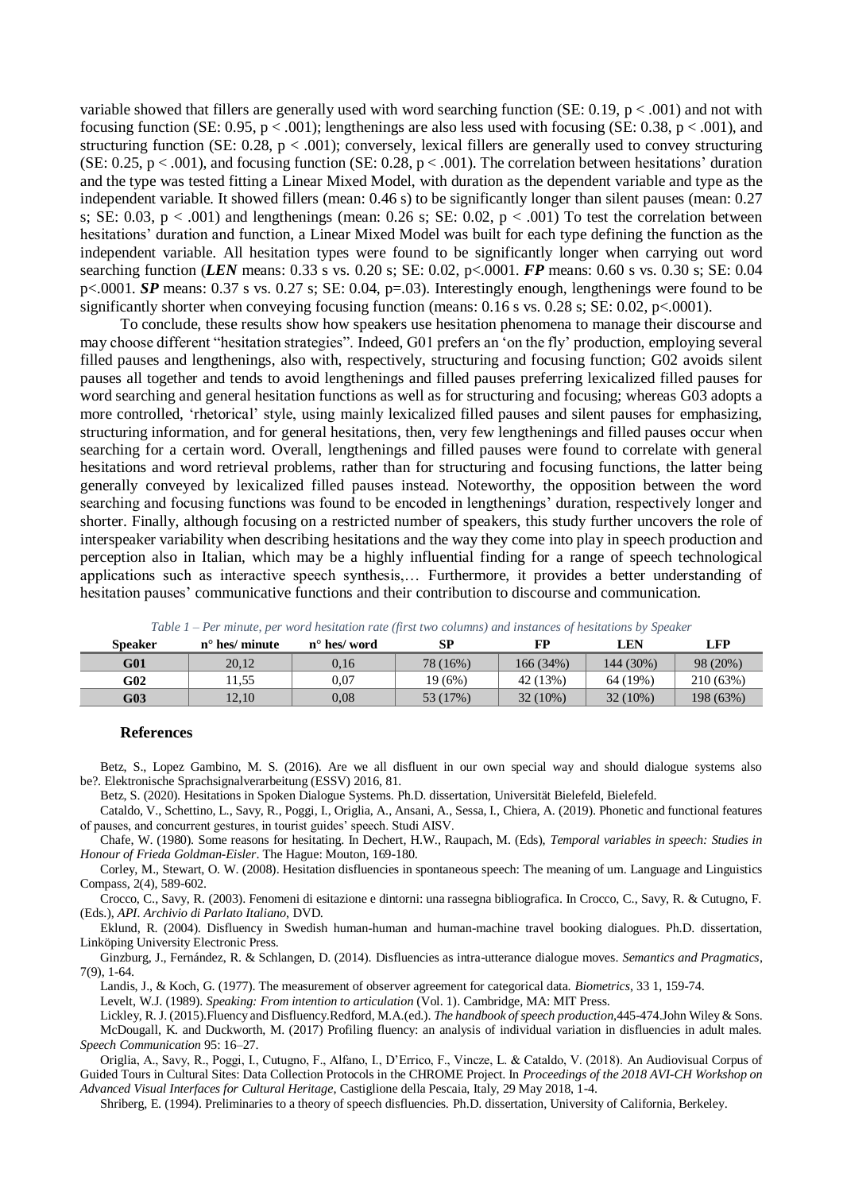variable showed that fillers are generally used with word searching function (SE: 0.19, $p < .001$) and not with focusing function (SE: 0.95, $p < .001$); lengthenings are also less used with focusing (SE: 0.38, $p < .001$), and structuring function (SE: 0.28, $p < .001$); conversely, lexical fillers are generally used to convey structuring (SE: 0.25, $p < .001$), and focusing function (SE: 0.28, $p < .001$). The correlation between hesitations' duration and the type was tested fitting a Linear Mixed Model, with duration as the dependent variable and type as the independent variable. It showed fillers (mean: 0.46 s) to be significantly longer than silent pauses (mean: 0.27 s; SE: 0.03, $p < .001$) and lengthenings (mean: 0.26 s; SE: 0.02, $p < .001$) To test the correlation between hesitations' duration and function, a Linear Mixed Model was built for each type defining the function as the independent variable. All hesitation types were found to be significantly longer when carrying out word searching function (***LEN*** means: 0.33 s vs. 0.20 s; SE: 0.02, $p<.0001$. ***FP*** means: 0.60 s vs. 0.30 s; SE: 0.04 $p<.0001$. ***SP*** means: 0.37 s vs. 0.27 s; SE: 0.04, $p=.03$). Interestingly enough, lengthenings were found to be significantly shorter when conveying focusing function (means: 0.16 s vs. 0.28 s; SE: 0.02, $p<.0001$).

To conclude, these results show how speakers use hesitation phenomena to manage their discourse and may choose different "hesitation strategies". Indeed, G01 prefers an 'on the fly' production, employing several filled pauses and lengthenings, also with, respectively, structuring and focusing function; G02 avoids silent pauses all together and tends to avoid lengthenings and filled pauses preferring lexicalized filled pauses for word searching and general hesitation functions as well as for structuring and focusing; whereas G03 adopts a more controlled, 'rhetorical' style, using mainly lexicalized filled pauses and silent pauses for emphasizing, structuring information, and for general hesitations, then, very few lengthenings and filled pauses occur when searching for a certain word. Overall, lengthenings and filled pauses were found to correlate with general hesitations and word retrieval problems, rather than for structuring and focusing functions, the latter being generally conveyed by lexicalized filled pauses instead. Noteworthy, the opposition between the word searching and focusing functions was found to be encoded in lengthenings' duration, respectively longer and shorter. Finally, although focusing on a restricted number of speakers, this study further uncovers the role of interspeaker variability when describing hesitations and the way they come into play in speech production and perception also in Italian, which may be a highly influential finding for a range of speech technological applications such as interactive speech synthesis,… Furthermore, it provides a better understanding of hesitation pauses' communicative functions and their contribution to discourse and communication.

*Table 1 – Per minute, per word hesitation rate (first two columns) and instances of hesitations by Speaker*

| Speaker | n° hes/ minute | n° hes/ word | SP | FP | LEN | LFP |
|---|---|---|---|---|---|---|
| **G01** | 20,12 | 0,16 | 78 (16%) | 166 (34%) | 144 (30%) | 98 (20%) |
| **G02** | 11,55 | 0,07 | 19 (6%) | 42 (13%) | 64 (19%) | 210 (63%) |
| **G03** | 12,10 | 0,08 | 53 (17%) | 32 (10%) | 32 (10%) | 198 (63%) |

## References

Betz, S., Lopez Gambino, M. S. (2016). Are we all disfluent in our own special way and should dialogue systems also be?. Elektronische Sprachsignalverarbeitung (ESSV) 2016, 81.

Betz, S. (2020). Hesitations in Spoken Dialogue Systems. Ph.D. dissertation, Universität Bielefeld, Bielefeld.

Cataldo, V., Schettino, L., Savy, R., Poggi, I., Origlia, A., Ansani, A., Sessa, I., Chiera, A. (2019). Phonetic and functional features of pauses, and concurrent gestures, in tourist guides' speech. Studi AISV.

Chafe, W. (1980). Some reasons for hesitating. In Dechert, H.W., Raupach, M. (Eds), *Temporal variables in speech: Studies in Honour of Frieda Goldman-Eisler*. The Hague: Mouton, 169-180.

Corley, M., Stewart, O. W. (2008). Hesitation disfluencies in spontaneous speech: The meaning of um. Language and Linguistics Compass, 2(4), 589-602.

Crocco, C., Savy, R. (2003). Fenomeni di esitazione e dintorni: una rassegna bibliografica. In Crocco, C., Savy, R. & Cutugno, F. (Eds.), *API. Archivio di Parlato Italiano*, DVD.

Eklund, R. (2004). Disfluency in Swedish human-human and human-machine travel booking dialogues. Ph.D. dissertation, Linköping University Electronic Press.

Ginzburg, J., Fernández, R. & Schlangen, D. (2014). Disfluencies as intra-utterance dialogue moves. *Semantics and Pragmatics*, 7(9), 1-64.

Landis, J., & Koch, G. (1977). The measurement of observer agreement for categorical data. *Biometrics*, 33 1, 159-74.

Levelt, W.J. (1989). *Speaking: From intention to articulation* (Vol. 1). Cambridge, MA: MIT Press.

Lickley, R. J. (2015).Fluency and Disfluency.Redford, M.A.(ed.). *The handbook of speech production*,445-474.John Wiley & Sons.

McDougall, K. and Duckworth, M. (2017) Profiling fluency: an analysis of individual variation in disfluencies in adult males. *Speech Communication* 95: 16–27.

Origlia, A., Savy, R., Poggi, I., Cutugno, F., Alfano, I., D'Errico, F., Vincze, L. & Cataldo, V. (2018). An Audiovisual Corpus of Guided Tours in Cultural Sites: Data Collection Protocols in the CHROME Project. In *Proceedings of the 2018 AVI-CH Workshop on Advanced Visual Interfaces for Cultural Heritage*, Castiglione della Pescaia, Italy, 29 May 2018, 1-4.

Shriberg, E. (1994). Preliminaries to a theory of speech disfluencies. Ph.D. dissertation, University of California, Berkeley.